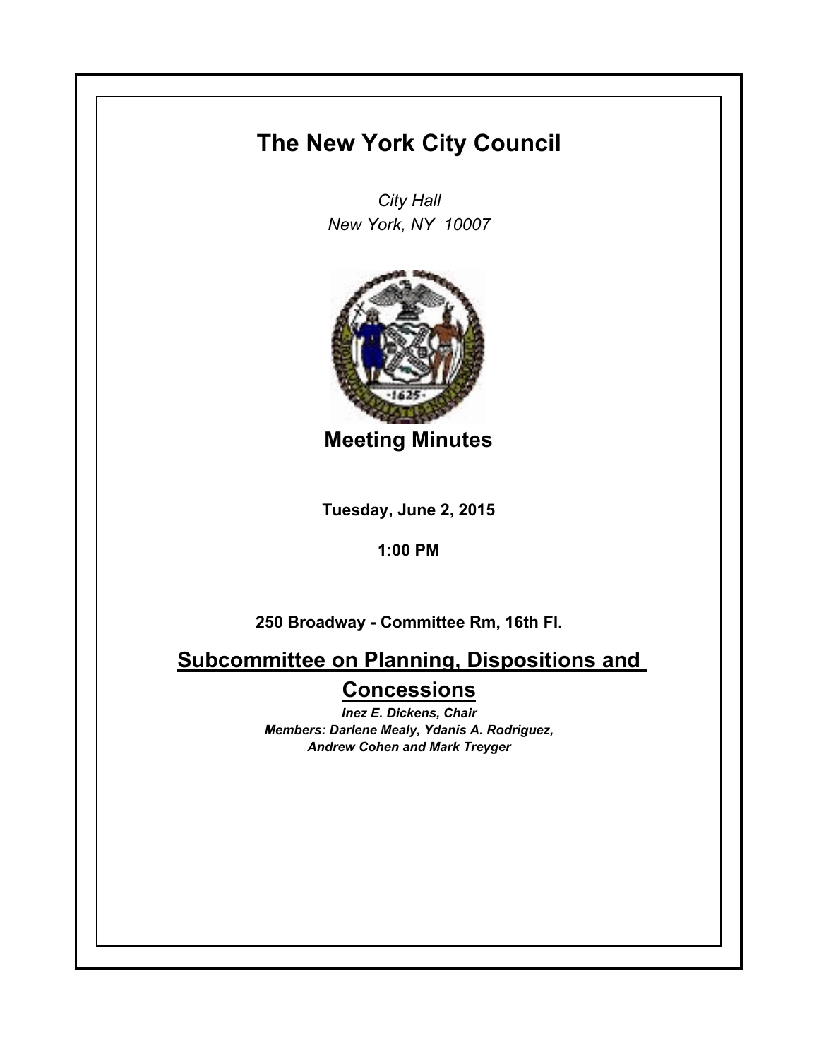# The New York City Council

*City Hall*
*New York, NY 10007*

## Meeting Minutes

**Tuesday, June 2, 2015**

**1:00 PM**

**250 Broadway - Committee Rm, 16th Fl.**

## Subcommittee on Planning, Dispositions and Concessions

***Inez E. Dickens, Chair***
***Members: Darlene Mealy, Ydanis A. Rodriguez, Andrew Cohen and Mark Treyger***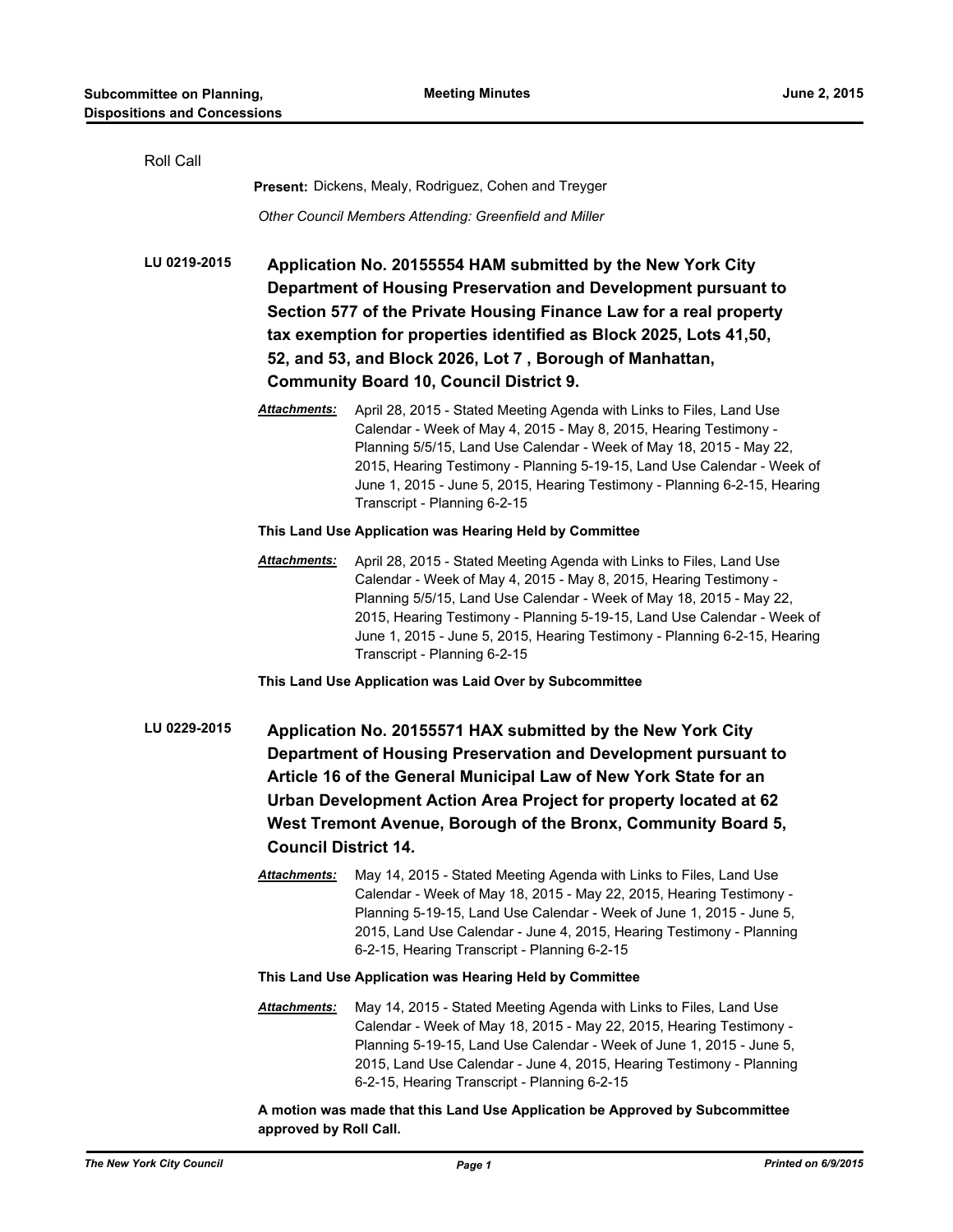Roll Call

**Present:** Dickens, Mealy, Rodriguez, Cohen and Treyger

*Other Council Members Attending: Greenfield and Miller*

**LU 0219-2015** **Application No. 20155554 HAM submitted by the New York City Department of Housing Preservation and Development pursuant to Section 577 of the Private Housing Finance Law for a real property tax exemption for properties identified as Block 2025, Lots 41,50, 52, and 53, and Block 2026, Lot 7 , Borough of Manhattan, Community Board 10, Council District 9.**

***Attachments:*** April 28, 2015 - Stated Meeting Agenda with Links to Files, Land Use Calendar - Week of May 4, 2015 - May 8, 2015, Hearing Testimony - Planning 5/5/15, Land Use Calendar - Week of May 18, 2015 - May 22, 2015, Hearing Testimony - Planning 5-19-15, Land Use Calendar - Week of June 1, 2015 - June 5, 2015, Hearing Testimony - Planning 6-2-15, Hearing Transcript - Planning 6-2-15

**This Land Use Application was Hearing Held by Committee**

***Attachments:*** April 28, 2015 - Stated Meeting Agenda with Links to Files, Land Use Calendar - Week of May 4, 2015 - May 8, 2015, Hearing Testimony - Planning 5/5/15, Land Use Calendar - Week of May 18, 2015 - May 22, 2015, Hearing Testimony - Planning 5-19-15, Land Use Calendar - Week of June 1, 2015 - June 5, 2015, Hearing Testimony - Planning 6-2-15, Hearing Transcript - Planning 6-2-15

**This Land Use Application was Laid Over by Subcommittee**

**LU 0229-2015** **Application No. 20155571 HAX submitted by the New York City Department of Housing Preservation and Development pursuant to Article 16 of the General Municipal Law of New York State for an Urban Development Action Area Project for property located at 62 West Tremont Avenue, Borough of the Bronx, Community Board 5, Council District 14.**

***Attachments:*** May 14, 2015 - Stated Meeting Agenda with Links to Files, Land Use Calendar - Week of May 18, 2015 - May 22, 2015, Hearing Testimony - Planning 5-19-15, Land Use Calendar - Week of June 1, 2015 - June 5, 2015, Land Use Calendar - June 4, 2015, Hearing Testimony - Planning 6-2-15, Hearing Transcript - Planning 6-2-15

**This Land Use Application was Hearing Held by Committee**

***Attachments:*** May 14, 2015 - Stated Meeting Agenda with Links to Files, Land Use Calendar - Week of May 18, 2015 - May 22, 2015, Hearing Testimony - Planning 5-19-15, Land Use Calendar - Week of June 1, 2015 - June 5, 2015, Land Use Calendar - June 4, 2015, Hearing Testimony - Planning 6-2-15, Hearing Transcript - Planning 6-2-15

**A motion was made that this Land Use Application be Approved by Subcommittee approved by Roll Call.**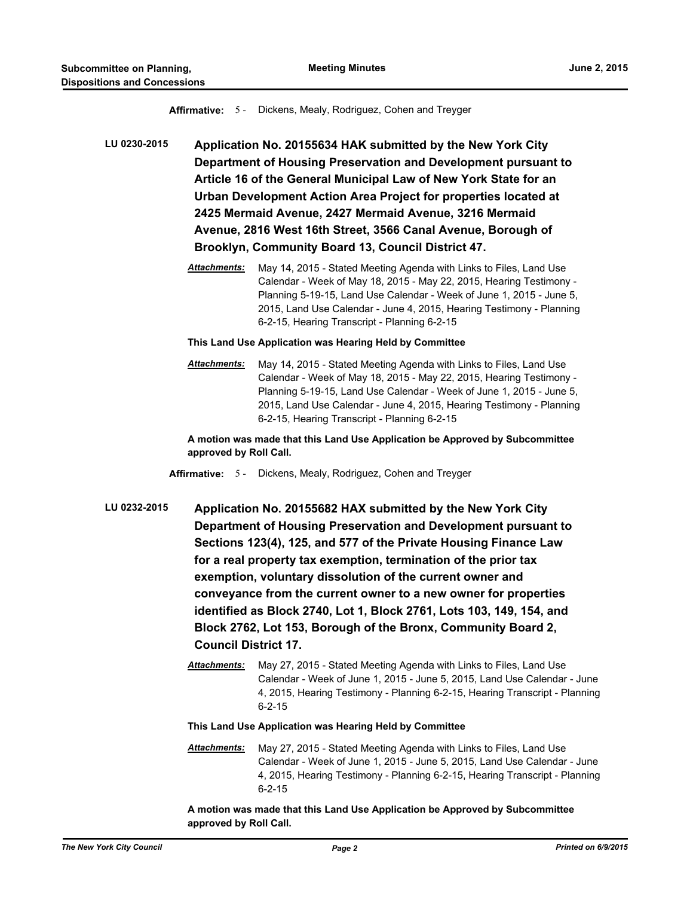**Affirmative:** 5 - Dickens, Mealy, Rodriguez, Cohen and Treyger

**LU 0230-2015** **Application No. 20155634 HAK submitted by the New York City Department of Housing Preservation and Development pursuant to Article 16 of the General Municipal Law of New York State for an Urban Development Action Area Project for properties located at 2425 Mermaid Avenue, 2427 Mermaid Avenue, 3216 Mermaid Avenue, 2816 West 16th Street, 3566 Canal Avenue, Borough of Brooklyn, Community Board 13, Council District 47.**

***Attachments:*** May 14, 2015 - Stated Meeting Agenda with Links to Files, Land Use Calendar - Week of May 18, 2015 - May 22, 2015, Hearing Testimony - Planning 5-19-15, Land Use Calendar - Week of June 1, 2015 - June 5, 2015, Land Use Calendar - June 4, 2015, Hearing Testimony - Planning 6-2-15, Hearing Transcript - Planning 6-2-15

**This Land Use Application was Hearing Held by Committee**

***Attachments:*** May 14, 2015 - Stated Meeting Agenda with Links to Files, Land Use Calendar - Week of May 18, 2015 - May 22, 2015, Hearing Testimony - Planning 5-19-15, Land Use Calendar - Week of June 1, 2015 - June 5, 2015, Land Use Calendar - June 4, 2015, Hearing Testimony - Planning 6-2-15, Hearing Transcript - Planning 6-2-15

**A motion was made that this Land Use Application be Approved by Subcommittee approved by Roll Call.**

**Affirmative:** 5 - Dickens, Mealy, Rodriguez, Cohen and Treyger

**LU 0232-2015** **Application No. 20155682 HAX submitted by the New York City Department of Housing Preservation and Development pursuant to Sections 123(4), 125, and 577 of the Private Housing Finance Law for a real property tax exemption, termination of the prior tax exemption, voluntary dissolution of the current owner and conveyance from the current owner to a new owner for properties identified as Block 2740, Lot 1, Block 2761, Lots 103, 149, 154, and Block 2762, Lot 153, Borough of the Bronx, Community Board 2, Council District 17.**

***Attachments:*** May 27, 2015 - Stated Meeting Agenda with Links to Files, Land Use Calendar - Week of June 1, 2015 - June 5, 2015, Land Use Calendar - June 4, 2015, Hearing Testimony - Planning 6-2-15, Hearing Transcript - Planning 6-2-15

**This Land Use Application was Hearing Held by Committee**

***Attachments:*** May 27, 2015 - Stated Meeting Agenda with Links to Files, Land Use Calendar - Week of June 1, 2015 - June 5, 2015, Land Use Calendar - June 4, 2015, Hearing Testimony - Planning 6-2-15, Hearing Transcript - Planning 6-2-15

**A motion was made that this Land Use Application be Approved by Subcommittee approved by Roll Call.**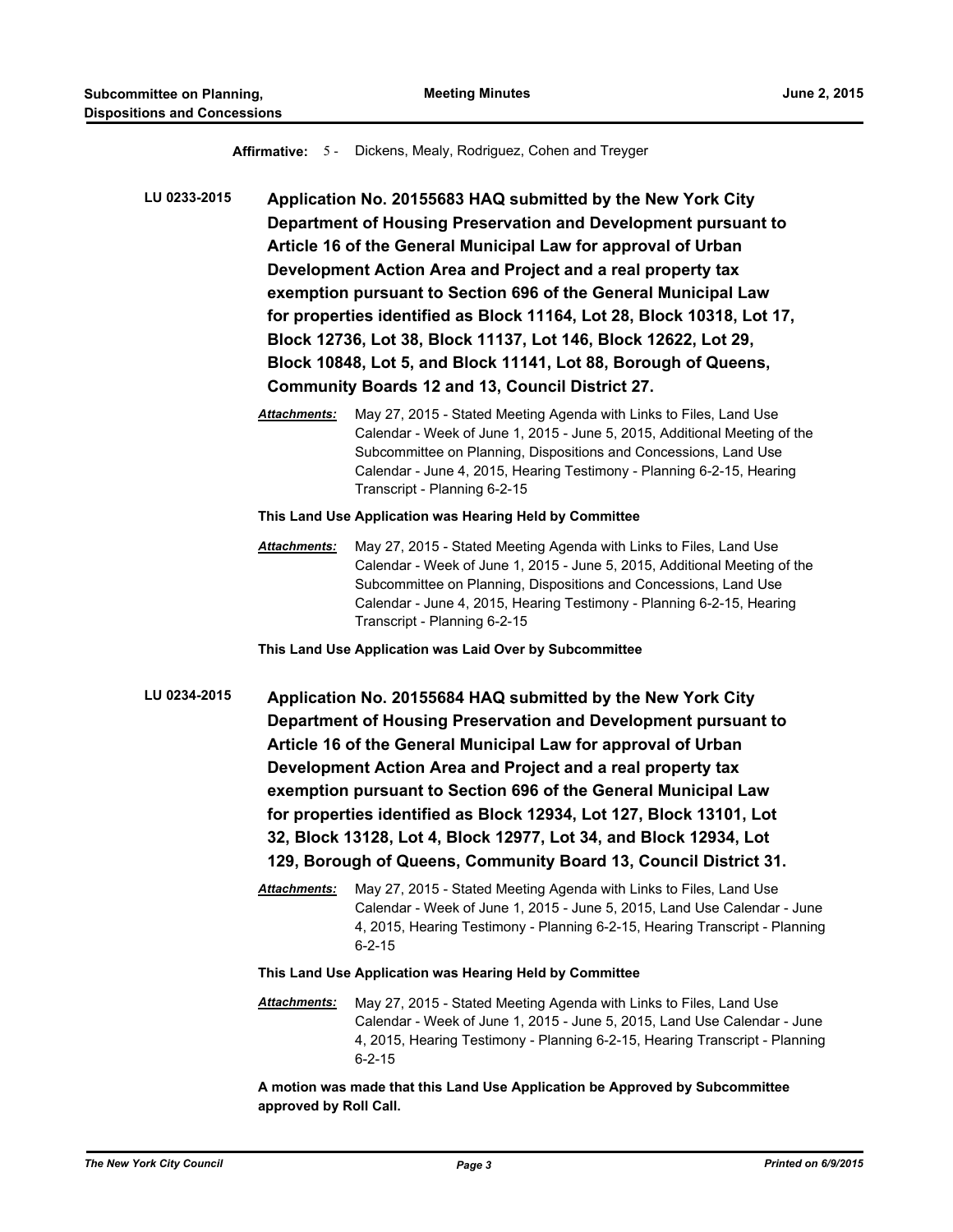**Affirmative:** 5 - Dickens, Mealy, Rodriguez, Cohen and Treyger

**LU 0233-2015** **Application No. 20155683 HAQ submitted by the New York City Department of Housing Preservation and Development pursuant to Article 16 of the General Municipal Law for approval of Urban Development Action Area and Project and a real property tax exemption pursuant to Section 696 of the General Municipal Law for properties identified as Block 11164, Lot 28, Block 10318, Lot 17, Block 12736, Lot 38, Block 11137, Lot 146, Block 12622, Lot 29, Block 10848, Lot 5, and Block 11141, Lot 88, Borough of Queens, Community Boards 12 and 13, Council District 27.**

***Attachments:*** May 27, 2015 - Stated Meeting Agenda with Links to Files, Land Use Calendar - Week of June 1, 2015 - June 5, 2015, Additional Meeting of the Subcommittee on Planning, Dispositions and Concessions, Land Use Calendar - June 4, 2015, Hearing Testimony - Planning 6-2-15, Hearing Transcript - Planning 6-2-15

**This Land Use Application was Hearing Held by Committee**

***Attachments:*** May 27, 2015 - Stated Meeting Agenda with Links to Files, Land Use Calendar - Week of June 1, 2015 - June 5, 2015, Additional Meeting of the Subcommittee on Planning, Dispositions and Concessions, Land Use Calendar - June 4, 2015, Hearing Testimony - Planning 6-2-15, Hearing Transcript - Planning 6-2-15

**This Land Use Application was Laid Over by Subcommittee**

**LU 0234-2015** **Application No. 20155684 HAQ submitted by the New York City Department of Housing Preservation and Development pursuant to Article 16 of the General Municipal Law for approval of Urban Development Action Area and Project and a real property tax exemption pursuant to Section 696 of the General Municipal Law for properties identified as Block 12934, Lot 127, Block 13101, Lot 32, Block 13128, Lot 4, Block 12977, Lot 34, and Block 12934, Lot 129, Borough of Queens, Community Board 13, Council District 31.**

***Attachments:*** May 27, 2015 - Stated Meeting Agenda with Links to Files, Land Use Calendar - Week of June 1, 2015 - June 5, 2015, Land Use Calendar - June 4, 2015, Hearing Testimony - Planning 6-2-15, Hearing Transcript - Planning 6-2-15

**This Land Use Application was Hearing Held by Committee**

***Attachments:*** May 27, 2015 - Stated Meeting Agenda with Links to Files, Land Use Calendar - Week of June 1, 2015 - June 5, 2015, Land Use Calendar - June 4, 2015, Hearing Testimony - Planning 6-2-15, Hearing Transcript - Planning 6-2-15

**A motion was made that this Land Use Application be Approved by Subcommittee approved by Roll Call.**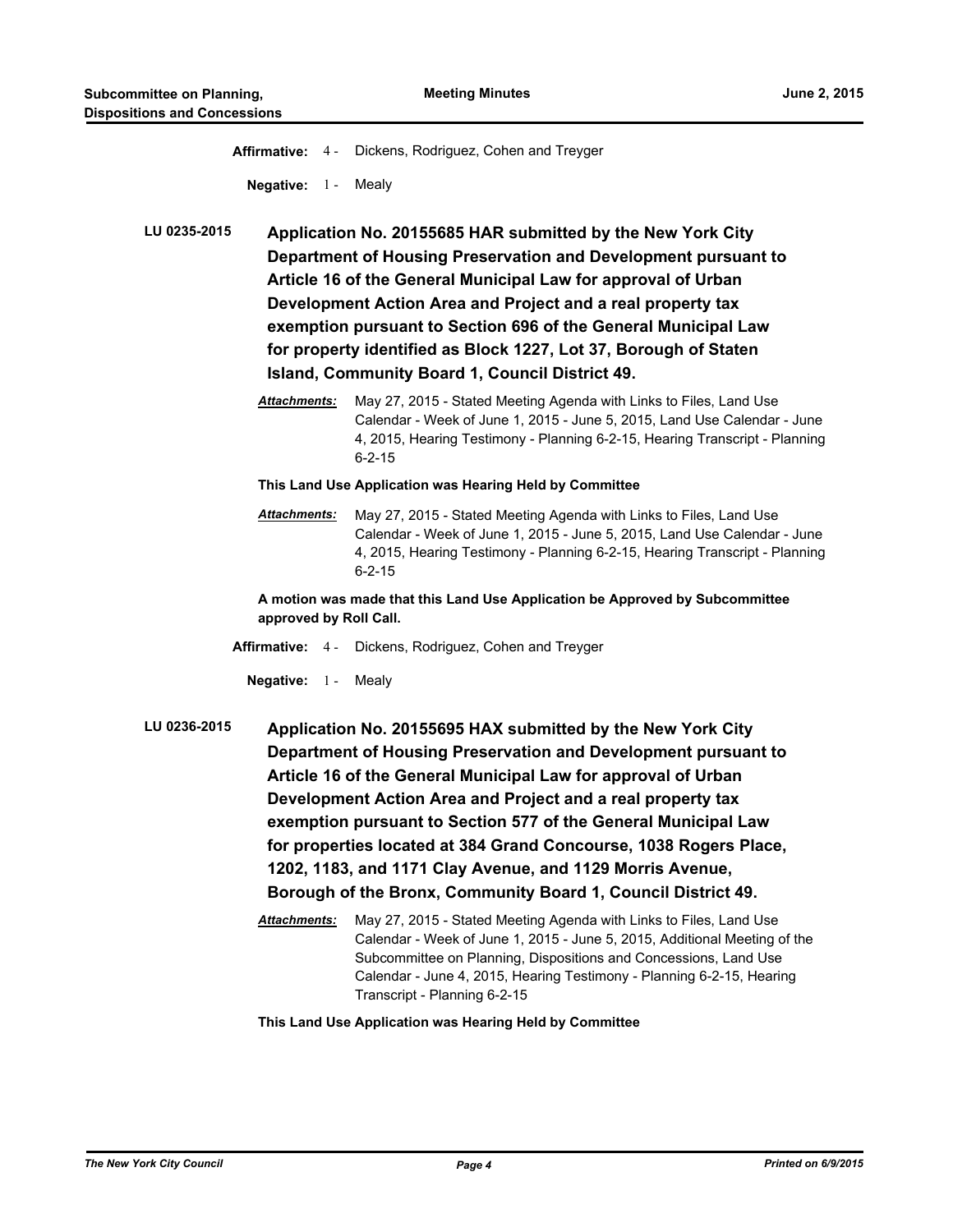**Affirmative:** 4 - Dickens, Rodriguez, Cohen and Treyger

**Negative:** 1 - Mealy

**LU 0235-2015** **Application No. 20155685 HAR submitted by the New York City Department of Housing Preservation and Development pursuant to Article 16 of the General Municipal Law for approval of Urban Development Action Area and Project and a real property tax exemption pursuant to Section 696 of the General Municipal Law for property identified as Block 1227, Lot 37, Borough of Staten Island, Community Board 1, Council District 49.**

***Attachments:*** May 27, 2015 - Stated Meeting Agenda with Links to Files, Land Use Calendar - Week of June 1, 2015 - June 5, 2015, Land Use Calendar - June 4, 2015, Hearing Testimony - Planning 6-2-15, Hearing Transcript - Planning 6-2-15

**This Land Use Application was Hearing Held by Committee**

***Attachments:*** May 27, 2015 - Stated Meeting Agenda with Links to Files, Land Use Calendar - Week of June 1, 2015 - June 5, 2015, Land Use Calendar - June 4, 2015, Hearing Testimony - Planning 6-2-15, Hearing Transcript - Planning 6-2-15

**A motion was made that this Land Use Application be Approved by Subcommittee approved by Roll Call.**

**Affirmative:** 4 - Dickens, Rodriguez, Cohen and Treyger

**Negative:** 1 - Mealy

**LU 0236-2015** **Application No. 20155695 HAX submitted by the New York City Department of Housing Preservation and Development pursuant to Article 16 of the General Municipal Law for approval of Urban Development Action Area and Project and a real property tax exemption pursuant to Section 577 of the General Municipal Law for properties located at 384 Grand Concourse, 1038 Rogers Place, 1202, 1183, and 1171 Clay Avenue, and 1129 Morris Avenue, Borough of the Bronx, Community Board 1, Council District 49.**

***Attachments:*** May 27, 2015 - Stated Meeting Agenda with Links to Files, Land Use Calendar - Week of June 1, 2015 - June 5, 2015, Additional Meeting of the Subcommittee on Planning, Dispositions and Concessions, Land Use Calendar - June 4, 2015, Hearing Testimony - Planning 6-2-15, Hearing Transcript - Planning 6-2-15

**This Land Use Application was Hearing Held by Committee**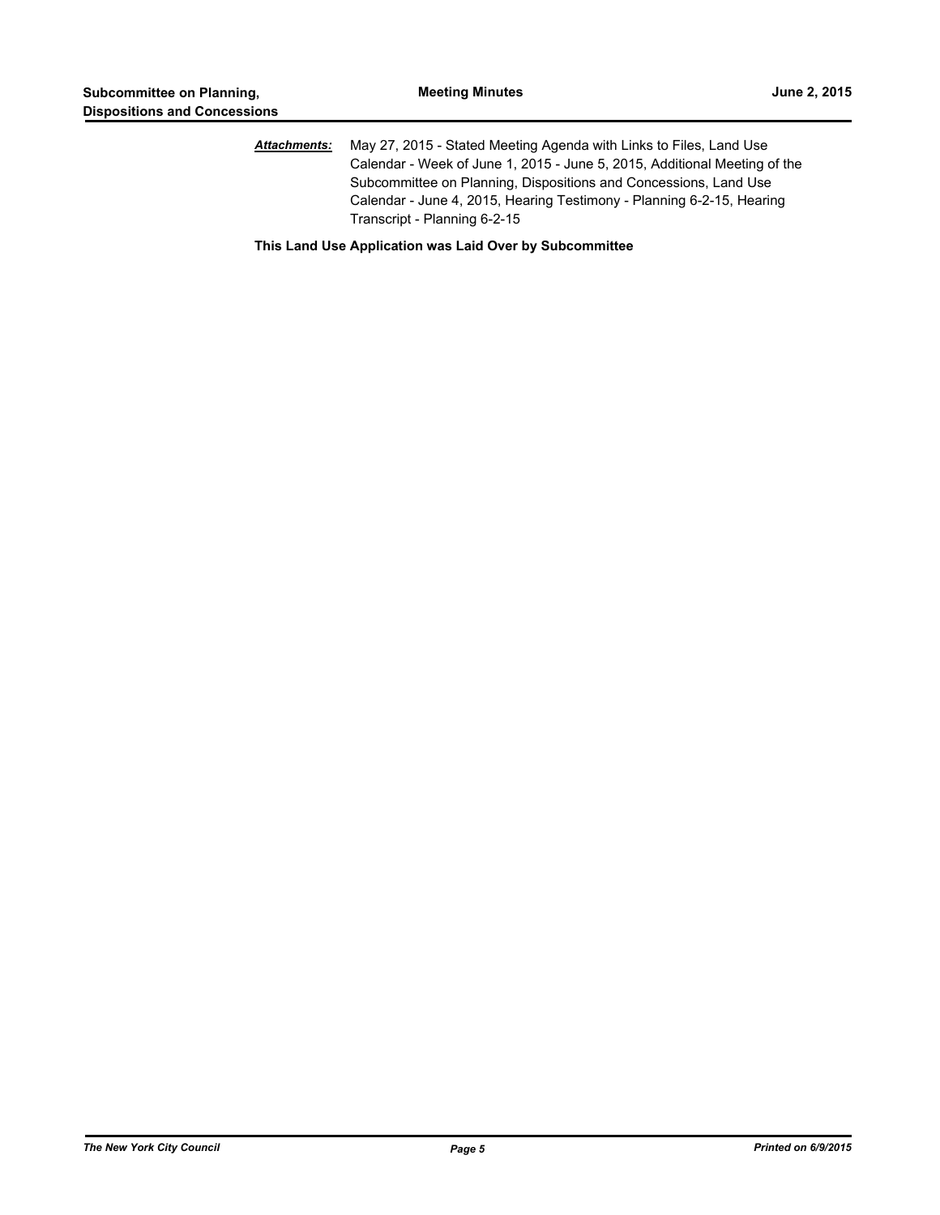***Attachments:*** May 27, 2015 - Stated Meeting Agenda with Links to Files, Land Use Calendar - Week of June 1, 2015 - June 5, 2015, Additional Meeting of the Subcommittee on Planning, Dispositions and Concessions, Land Use Calendar - June 4, 2015, Hearing Testimony - Planning 6-2-15, Hearing Transcript - Planning 6-2-15

**This Land Use Application was Laid Over by Subcommittee**